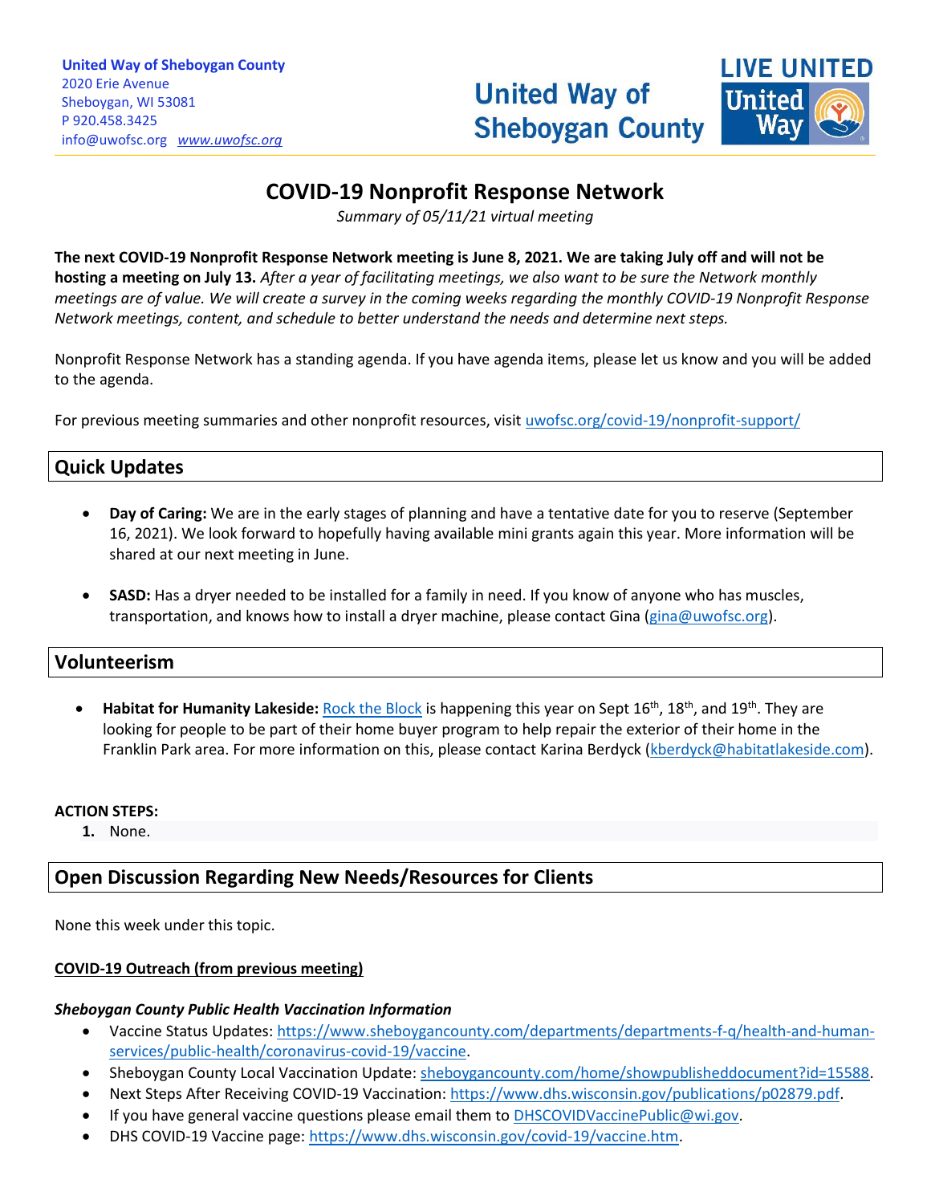**United Way of Sheboygan County**
2020 Erie Avenue
Sheboygan, WI 53081
P 920.458.3425
info@uwofsc.org *www.uwofsc.org*

United Way of Sheboygan County

LIVE UNITED United Way

# COVID-19 Nonprofit Response Network

*Summary of 05/11/21 virtual meeting*

**The next COVID-19 Nonprofit Response Network meeting is June 8, 2021. We are taking July off and will not be hosting a meeting on July 13.** *After a year of facilitating meetings, we also want to be sure the Network monthly meetings are of value. We will create a survey in the coming weeks regarding the monthly COVID-19 Nonprofit Response Network meetings, content, and schedule to better understand the needs and determine next steps.*

Nonprofit Response Network has a standing agenda. If you have agenda items, please let us know and you will be added to the agenda.

For previous meeting summaries and other nonprofit resources, visit uwofsc.org/covid-19/nonprofit-support/

## Quick Updates

- **Day of Caring:** We are in the early stages of planning and have a tentative date for you to reserve (September 16, 2021). We look forward to hopefully having available mini grants again this year. More information will be shared at our next meeting in June.
- **SASD:** Has a dryer needed to be installed for a family in need. If you know of anyone who has muscles, transportation, and knows how to install a dryer machine, please contact Gina (gina@uwofsc.org).

## Volunteerism

- **Habitat for Humanity Lakeside:** Rock the Block is happening this year on Sept 16th, 18th, and 19th. They are looking for people to be part of their home buyer program to help repair the exterior of their home in the Franklin Park area. For more information on this, please contact Karina Berdyck (kberdyck@habitatlakeside.com).

**ACTION STEPS:**

1. None.

## Open Discussion Regarding New Needs/Resources for Clients

None this week under this topic.

**COVID-19 Outreach (from previous meeting)**

***Sheboygan County Public Health Vaccination Information***

- Vaccine Status Updates: https://www.sheboygancounty.com/departments/departments-f-q/health-and-human-services/public-health/coronavirus-covid-19/vaccine.
- Sheboygan County Local Vaccination Update: sheboygancounty.com/home/showpublisheddocument?id=15588.
- Next Steps After Receiving COVID-19 Vaccination: https://www.dhs.wisconsin.gov/publications/p02879.pdf.
- If you have general vaccine questions please email them to DHSCOVIDVaccinePublic@wi.gov.
- DHS COVID-19 Vaccine page: https://www.dhs.wisconsin.gov/covid-19/vaccine.htm.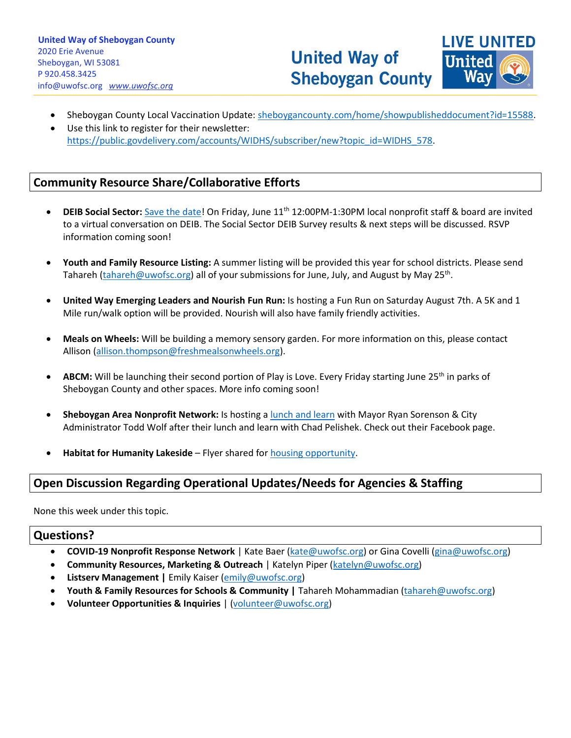**United Way of Sheboygan County**
2020 Erie Avenue
Sheboygan, WI 53081
P 920.458.3425
info@uwofsc.org *www.uwofsc.org*

- Sheboygan County Local Vaccination Update: sheboygancounty.com/home/showpublisheddocument?id=15588.
- Use this link to register for their newsletter: https://public.govdelivery.com/accounts/WIDHS/subscriber/new?topic_id=WIDHS_578.

## Community Resource Share/Collaborative Efforts

- **DEIB Social Sector:** Save the date! On Friday, June 11th 12:00PM-1:30PM local nonprofit staff & board are invited to a virtual conversation on DEIB. The Social Sector DEIB Survey results & next steps will be discussed. RSVP information coming soon!

- **Youth and Family Resource Listing:** A summer listing will be provided this year for school districts. Please send Tahareh (tahareh@uwofsc.org) all of your submissions for June, July, and August by May 25th.

- **United Way Emerging Leaders and Nourish Fun Run:** Is hosting a Fun Run on Saturday August 7th. A 5K and 1 Mile run/walk option will be provided. Nourish will also have family friendly activities.

- **Meals on Wheels:** Will be building a memory sensory garden. For more information on this, please contact Allison (allison.thompson@freshmealsonwheels.org).

- **ABCM:** Will be launching their second portion of Play is Love. Every Friday starting June 25th in parks of Sheboygan County and other spaces. More info coming soon!

- **Sheboygan Area Nonprofit Network:** Is hosting a lunch and learn with Mayor Ryan Sorenson & City Administrator Todd Wolf after their lunch and learn with Chad Pelishek. Check out their Facebook page.

- **Habitat for Humanity Lakeside** – Flyer shared for housing opportunity.

## Open Discussion Regarding Operational Updates/Needs for Agencies & Staffing

None this week under this topic.

## Questions?

- **COVID-19 Nonprofit Response Network** | Kate Baer (kate@uwofsc.org) or Gina Covelli (gina@uwofsc.org)
- **Community Resources, Marketing & Outreach** | Katelyn Piper (katelyn@uwofsc.org)
- **Listserv Management |** Emily Kaiser (emily@uwofsc.org)
- **Youth & Family Resources for Schools & Community |** Tahareh Mohammadian (tahareh@uwofsc.org)
- **Volunteer Opportunities & Inquiries** | (volunteer@uwofsc.org)